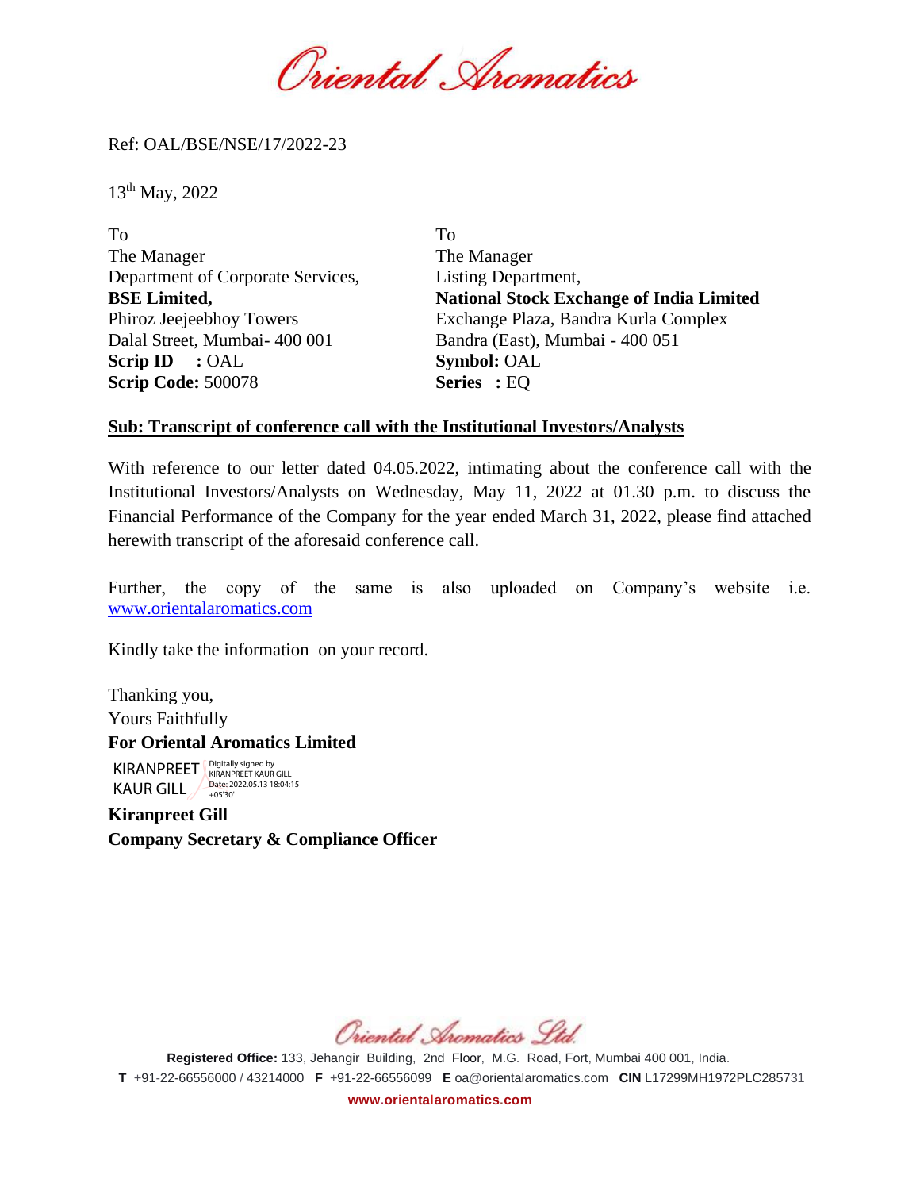Oriental Aromatics

Ref: OAL/BSE/NSE/17/2022-23

13th May, 2022

To
The Manager
Department of Corporate Services,
**BSE Limited,**
Phiroz Jeejeebhoy Towers
Dalal Street, Mumbai- 400 001
**Scrip ID : **OAL
**Scrip Code:** 500078

To
The Manager
Listing Department,
**National Stock Exchange of India Limited**
Exchange Plaza, Bandra Kurla Complex
Bandra (East), Mumbai - 400 051
**Symbol:** OAL
**Series :** EQ

**Sub: Transcript of conference call with the Institutional Investors/Analysts**

With reference to our letter dated 04.05.2022, intimating about the conference call with the Institutional Investors/Analysts on Wednesday, May 11, 2022 at 01.30 p.m. to discuss the Financial Performance of the Company for the year ended March 31, 2022, please find attached herewith transcript of the aforesaid conference call.

Further, the copy of the same is also uploaded on Company's website i.e. www.orientalaromatics.com

Kindly take the information on your record.

Thanking you,
Yours Faithfully
**For Oriental Aromatics Limited**

KIRANPREET KAUR GILL
Digitally signed by KIRANPREET KAUR GILL
Date: 2022.05.13 18:04:15 +05'30'

**Kiranpreet Gill**
**Company Secretary & Compliance Officer**

Oriental Aromatics Ltd.

**Registered Office:** 133, Jehangir Building, 2nd Floor, M.G. Road, Fort, Mumbai 400 001, India.
**T** +91-22-66556000 / 43214000 **F** +91-22-66556099 **E** oa@orientalaromatics.com **CIN** L17299MH1972PLC285731
**www.orientalaromatics.com**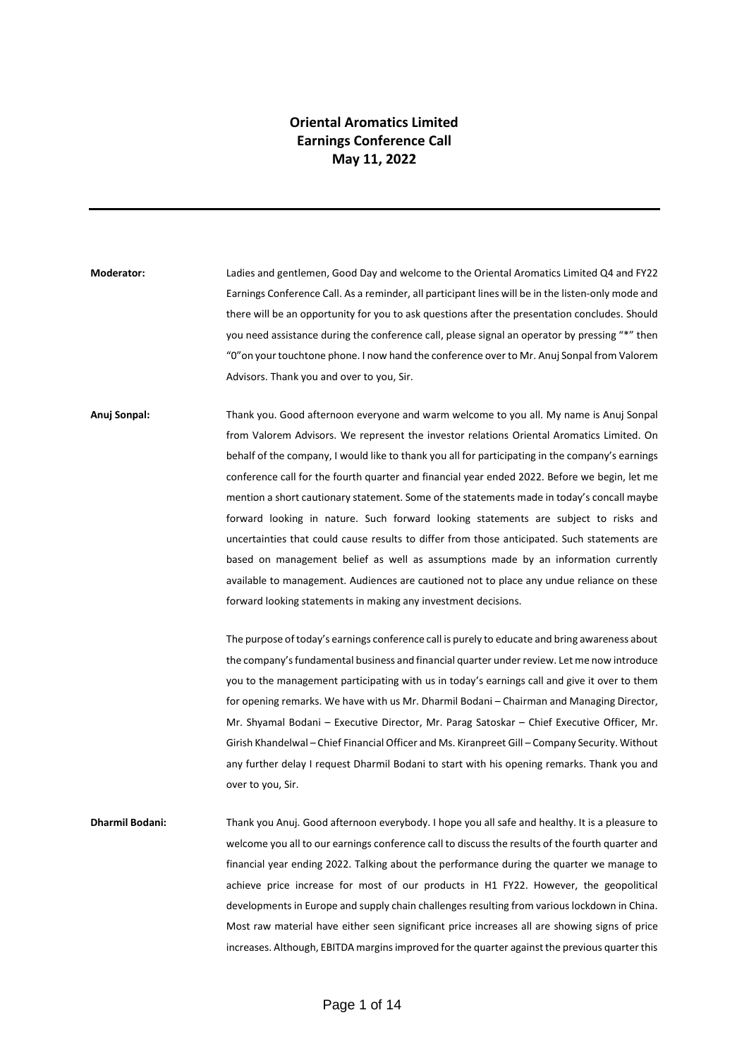# Oriental Aromatics Limited
# Earnings Conference Call
# May 11, 2022

---

**Moderator:** Ladies and gentlemen, Good Day and welcome to the Oriental Aromatics Limited Q4 and FY22 Earnings Conference Call. As a reminder, all participant lines will be in the listen-only mode and there will be an opportunity for you to ask questions after the presentation concludes. Should you need assistance during the conference call, please signal an operator by pressing "*" then "0"on your touchtone phone. I now hand the conference over to Mr. Anuj Sonpal from Valorem Advisors. Thank you and over to you, Sir.

**Anuj Sonpal:** Thank you. Good afternoon everyone and warm welcome to you all. My name is Anuj Sonpal from Valorem Advisors. We represent the investor relations Oriental Aromatics Limited. On behalf of the company, I would like to thank you all for participating in the company's earnings conference call for the fourth quarter and financial year ended 2022. Before we begin, let me mention a short cautionary statement. Some of the statements made in today's concall maybe forward looking in nature. Such forward looking statements are subject to risks and uncertainties that could cause results to differ from those anticipated. Such statements are based on management belief as well as assumptions made by an information currently available to management. Audiences are cautioned not to place any undue reliance on these forward looking statements in making any investment decisions.

The purpose of today's earnings conference call is purely to educate and bring awareness about the company's fundamental business and financial quarter under review. Let me now introduce you to the management participating with us in today's earnings call and give it over to them for opening remarks. We have with us Mr. Dharmil Bodani – Chairman and Managing Director, Mr. Shyamal Bodani – Executive Director, Mr. Parag Satoskar – Chief Executive Officer, Mr. Girish Khandelwal – Chief Financial Officer and Ms. Kiranpreet Gill – Company Security. Without any further delay I request Dharmil Bodani to start with his opening remarks. Thank you and over to you, Sir.

**Dharmil Bodani:** Thank you Anuj. Good afternoon everybody. I hope you all safe and healthy. It is a pleasure to welcome you all to our earnings conference call to discuss the results of the fourth quarter and financial year ending 2022. Talking about the performance during the quarter we manage to achieve price increase for most of our products in H1 FY22. However, the geopolitical developments in Europe and supply chain challenges resulting from various lockdown in China. Most raw material have either seen significant price increases all are showing signs of price increases. Although, EBITDA margins improved for the quarter against the previous quarter this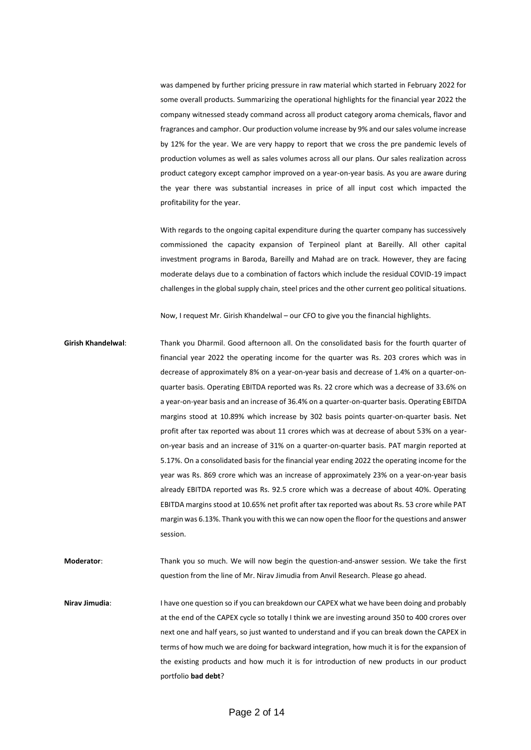was dampened by further pricing pressure in raw material which started in February 2022 for some overall products. Summarizing the operational highlights for the financial year 2022 the company witnessed steady command across all product category aroma chemicals, flavor and fragrances and camphor. Our production volume increase by 9% and our sales volume increase by 12% for the year. We are very happy to report that we cross the pre pandemic levels of production volumes as well as sales volumes across all our plans. Our sales realization across product category except camphor improved on a year-on-year basis. As you are aware during the year there was substantial increases in price of all input cost which impacted the profitability for the year.

With regards to the ongoing capital expenditure during the quarter company has successively commissioned the capacity expansion of Terpineol plant at Bareilly. All other capital investment programs in Baroda, Bareilly and Mahad are on track. However, they are facing moderate delays due to a combination of factors which include the residual COVID-19 impact challenges in the global supply chain, steel prices and the other current geo political situations.

Now, I request Mr. Girish Khandelwal – our CFO to give you the financial highlights.

**Girish Khandelwal**: Thank you Dharmil. Good afternoon all. On the consolidated basis for the fourth quarter of financial year 2022 the operating income for the quarter was Rs. 203 crores which was in decrease of approximately 8% on a year-on-year basis and decrease of 1.4% on a quarter-on-quarter basis. Operating EBITDA reported was Rs. 22 crore which was a decrease of 33.6% on a year-on-year basis and an increase of 36.4% on a quarter-on-quarter basis. Operating EBITDA margins stood at 10.89% which increase by 302 basis points quarter-on-quarter basis. Net profit after tax reported was about 11 crores which was at decrease of about 53% on a year-on-year basis and an increase of 31% on a quarter-on-quarter basis. PAT margin reported at 5.17%. On a consolidated basis for the financial year ending 2022 the operating income for the year was Rs. 869 crore which was an increase of approximately 23% on a year-on-year basis already EBITDA reported was Rs. 92.5 crore which was a decrease of about 40%. Operating EBITDA margins stood at 10.65% net profit after tax reported was about Rs. 53 crore while PAT margin was 6.13%. Thank you with this we can now open the floor for the questions and answer session.

**Moderator**: Thank you so much. We will now begin the question-and-answer session. We take the first question from the line of Mr. Nirav Jimudia from Anvil Research. Please go ahead.

**Nirav Jimudia**: I have one question so if you can breakdown our CAPEX what we have been doing and probably at the end of the CAPEX cycle so totally I think we are investing around 350 to 400 crores over next one and half years, so just wanted to understand and if you can break down the CAPEX in terms of how much we are doing for backward integration, how much it is for the expansion of the existing products and how much it is for introduction of new products in our product portfolio **bad debt**?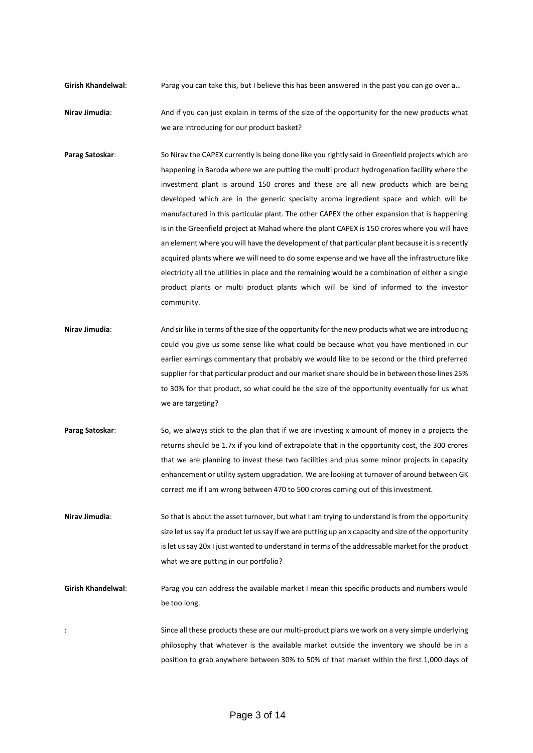**Girish Khandelwal**: Parag you can take this, but I believe this has been answered in the past you can go over a…

**Nirav Jimudia**: And if you can just explain in terms of the size of the opportunity for the new products what we are introducing for our product basket?

**Parag Satoskar**: So Nirav the CAPEX currently is being done like you rightly said in Greenfield projects which are happening in Baroda where we are putting the multi product hydrogenation facility where the investment plant is around 150 crores and these are all new products which are being developed which are in the generic specialty aroma ingredient space and which will be manufactured in this particular plant. The other CAPEX the other expansion that is happening is in the Greenfield project at Mahad where the plant CAPEX is 150 crores where you will have an element where you will have the development of that particular plant because it is a recently acquired plants where we will need to do some expense and we have all the infrastructure like electricity all the utilities in place and the remaining would be a combination of either a single product plants or multi product plants which will be kind of informed to the investor community.

**Nirav Jimudia**: And sir like in terms of the size of the opportunity for the new products what we are introducing could you give us some sense like what could be because what you have mentioned in our earlier earnings commentary that probably we would like to be second or the third preferred supplier for that particular product and our market share should be in between those lines 25% to 30% for that product, so what could be the size of the opportunity eventually for us what we are targeting?

**Parag Satoskar**: So, we always stick to the plan that if we are investing x amount of money in a projects the returns should be 1.7x if you kind of extrapolate that in the opportunity cost, the 300 crores that we are planning to invest these two facilities and plus some minor projects in capacity enhancement or utility system upgradation. We are looking at turnover of around between GK correct me if I am wrong between 470 to 500 crores coming out of this investment.

**Nirav Jimudia**: So that is about the asset turnover, but what I am trying to understand is from the opportunity size let us say if a product let us say if we are putting up an x capacity and size of the opportunity is let us say 20x I just wanted to understand in terms of the addressable market for the product what we are putting in our portfolio?

**Girish Khandelwal**: Parag you can address the available market I mean this specific products and numbers would be too long.

: Since all these products these are our multi-product plans we work on a very simple underlying philosophy that whatever is the available market outside the inventory we should be in a position to grab anywhere between 30% to 50% of that market within the first 1,000 days of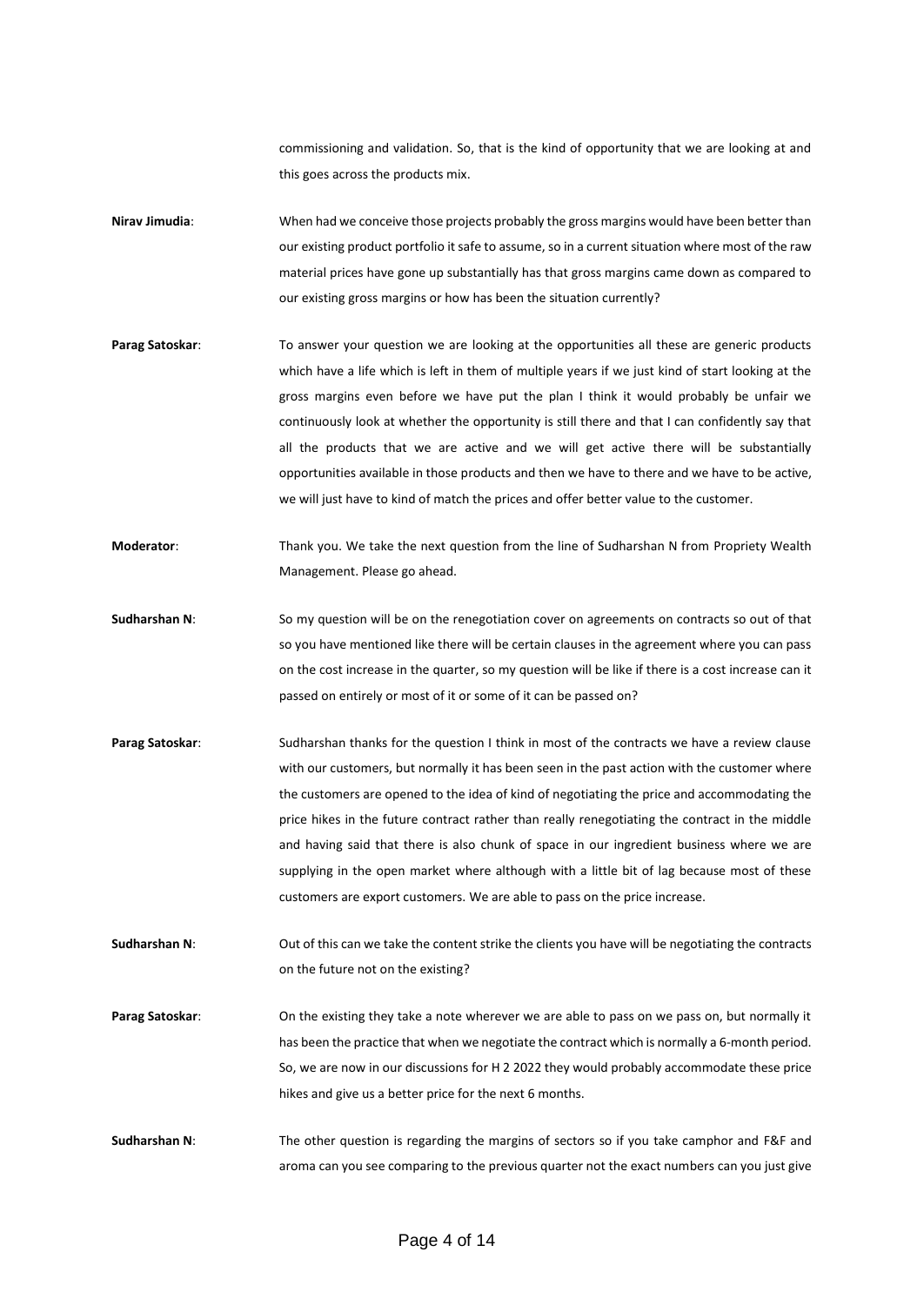commissioning and validation. So, that is the kind of opportunity that we are looking at and this goes across the products mix.

**Nirav Jimudia**: When had we conceive those projects probably the gross margins would have been better than our existing product portfolio it safe to assume, so in a current situation where most of the raw material prices have gone up substantially has that gross margins came down as compared to our existing gross margins or how has been the situation currently?

**Parag Satoskar**: To answer your question we are looking at the opportunities all these are generic products which have a life which is left in them of multiple years if we just kind of start looking at the gross margins even before we have put the plan I think it would probably be unfair we continuously look at whether the opportunity is still there and that I can confidently say that all the products that we are active and we will get active there will be substantially opportunities available in those products and then we have to there and we have to be active, we will just have to kind of match the prices and offer better value to the customer.

**Moderator**: Thank you. We take the next question from the line of Sudharshan N from Propriety Wealth Management. Please go ahead.

**Sudharshan N**: So my question will be on the renegotiation cover on agreements on contracts so out of that so you have mentioned like there will be certain clauses in the agreement where you can pass on the cost increase in the quarter, so my question will be like if there is a cost increase can it passed on entirely or most of it or some of it can be passed on?

**Parag Satoskar**: Sudharshan thanks for the question I think in most of the contracts we have a review clause with our customers, but normally it has been seen in the past action with the customer where the customers are opened to the idea of kind of negotiating the price and accommodating the price hikes in the future contract rather than really renegotiating the contract in the middle and having said that there is also chunk of space in our ingredient business where we are supplying in the open market where although with a little bit of lag because most of these customers are export customers. We are able to pass on the price increase.

**Sudharshan N**: Out of this can we take the content strike the clients you have will be negotiating the contracts on the future not on the existing?

**Parag Satoskar**: On the existing they take a note wherever we are able to pass on we pass on, but normally it has been the practice that when we negotiate the contract which is normally a 6-month period. So, we are now in our discussions for H 2 2022 they would probably accommodate these price hikes and give us a better price for the next 6 months.

**Sudharshan N**: The other question is regarding the margins of sectors so if you take camphor and F&F and aroma can you see comparing to the previous quarter not the exact numbers can you just give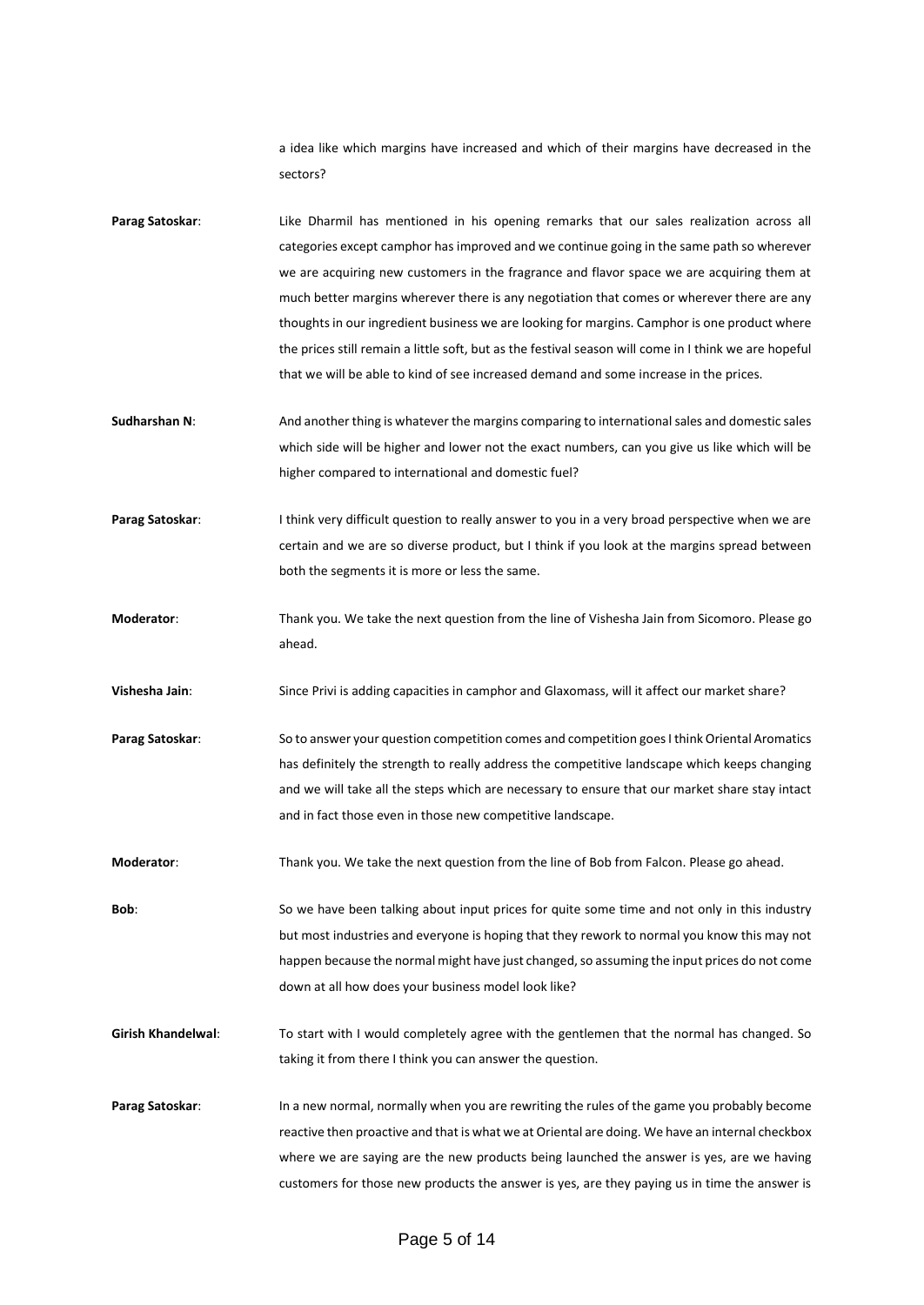a idea like which margins have increased and which of their margins have decreased in the sectors?

**Parag Satoskar**: Like Dharmil has mentioned in his opening remarks that our sales realization across all categories except camphor has improved and we continue going in the same path so wherever we are acquiring new customers in the fragrance and flavor space we are acquiring them at much better margins wherever there is any negotiation that comes or wherever there are any thoughts in our ingredient business we are looking for margins. Camphor is one product where the prices still remain a little soft, but as the festival season will come in I think we are hopeful that we will be able to kind of see increased demand and some increase in the prices.

**Sudharshan N**: And another thing is whatever the margins comparing to international sales and domestic sales which side will be higher and lower not the exact numbers, can you give us like which will be higher compared to international and domestic fuel?

**Parag Satoskar**: I think very difficult question to really answer to you in a very broad perspective when we are certain and we are so diverse product, but I think if you look at the margins spread between both the segments it is more or less the same.

**Moderator**: Thank you. We take the next question from the line of Vishesha Jain from Sicomoro. Please go ahead.

**Vishesha Jain**: Since Privi is adding capacities in camphor and Glaxomass, will it affect our market share?

**Parag Satoskar**: So to answer your question competition comes and competition goes I think Oriental Aromatics has definitely the strength to really address the competitive landscape which keeps changing and we will take all the steps which are necessary to ensure that our market share stay intact and in fact those even in those new competitive landscape.

**Moderator**: Thank you. We take the next question from the line of Bob from Falcon. Please go ahead.

**Bob**: So we have been talking about input prices for quite some time and not only in this industry but most industries and everyone is hoping that they rework to normal you know this may not happen because the normal might have just changed, so assuming the input prices do not come down at all how does your business model look like?

**Girish Khandelwal**: To start with I would completely agree with the gentlemen that the normal has changed. So taking it from there I think you can answer the question.

**Parag Satoskar**: In a new normal, normally when you are rewriting the rules of the game you probably become reactive then proactive and that is what we at Oriental are doing. We have an internal checkbox where we are saying are the new products being launched the answer is yes, are we having customers for those new products the answer is yes, are they paying us in time the answer is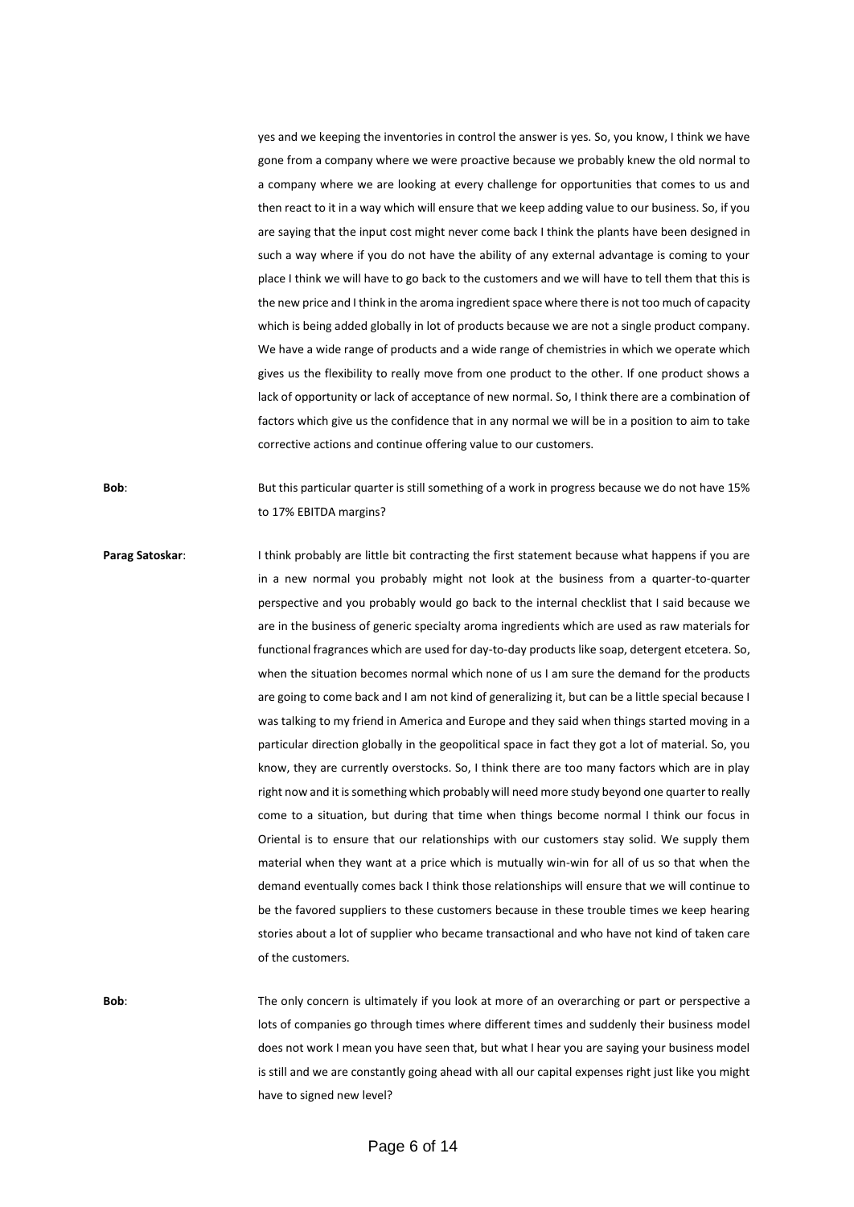yes and we keeping the inventories in control the answer is yes. So, you know, I think we have gone from a company where we were proactive because we probably knew the old normal to a company where we are looking at every challenge for opportunities that comes to us and then react to it in a way which will ensure that we keep adding value to our business. So, if you are saying that the input cost might never come back I think the plants have been designed in such a way where if you do not have the ability of any external advantage is coming to your place I think we will have to go back to the customers and we will have to tell them that this is the new price and I think in the aroma ingredient space where there is not too much of capacity which is being added globally in lot of products because we are not a single product company. We have a wide range of products and a wide range of chemistries in which we operate which gives us the flexibility to really move from one product to the other. If one product shows a lack of opportunity or lack of acceptance of new normal. So, I think there are a combination of factors which give us the confidence that in any normal we will be in a position to aim to take corrective actions and continue offering value to our customers.

**Bob**: But this particular quarter is still something of a work in progress because we do not have 15% to 17% EBITDA margins?

**Parag Satoskar**: I think probably are little bit contracting the first statement because what happens if you are in a new normal you probably might not look at the business from a quarter-to-quarter perspective and you probably would go back to the internal checklist that I said because we are in the business of generic specialty aroma ingredients which are used as raw materials for functional fragrances which are used for day-to-day products like soap, detergent etcetera. So, when the situation becomes normal which none of us I am sure the demand for the products are going to come back and I am not kind of generalizing it, but can be a little special because I was talking to my friend in America and Europe and they said when things started moving in a particular direction globally in the geopolitical space in fact they got a lot of material. So, you know, they are currently overstocks. So, I think there are too many factors which are in play right now and it is something which probably will need more study beyond one quarter to really come to a situation, but during that time when things become normal I think our focus in Oriental is to ensure that our relationships with our customers stay solid. We supply them material when they want at a price which is mutually win-win for all of us so that when the demand eventually comes back I think those relationships will ensure that we will continue to be the favored suppliers to these customers because in these trouble times we keep hearing stories about a lot of supplier who became transactional and who have not kind of taken care of the customers.

**Bob**: The only concern is ultimately if you look at more of an overarching or part or perspective a lots of companies go through times where different times and suddenly their business model does not work I mean you have seen that, but what I hear you are saying your business model is still and we are constantly going ahead with all our capital expenses right just like you might have to signed new level?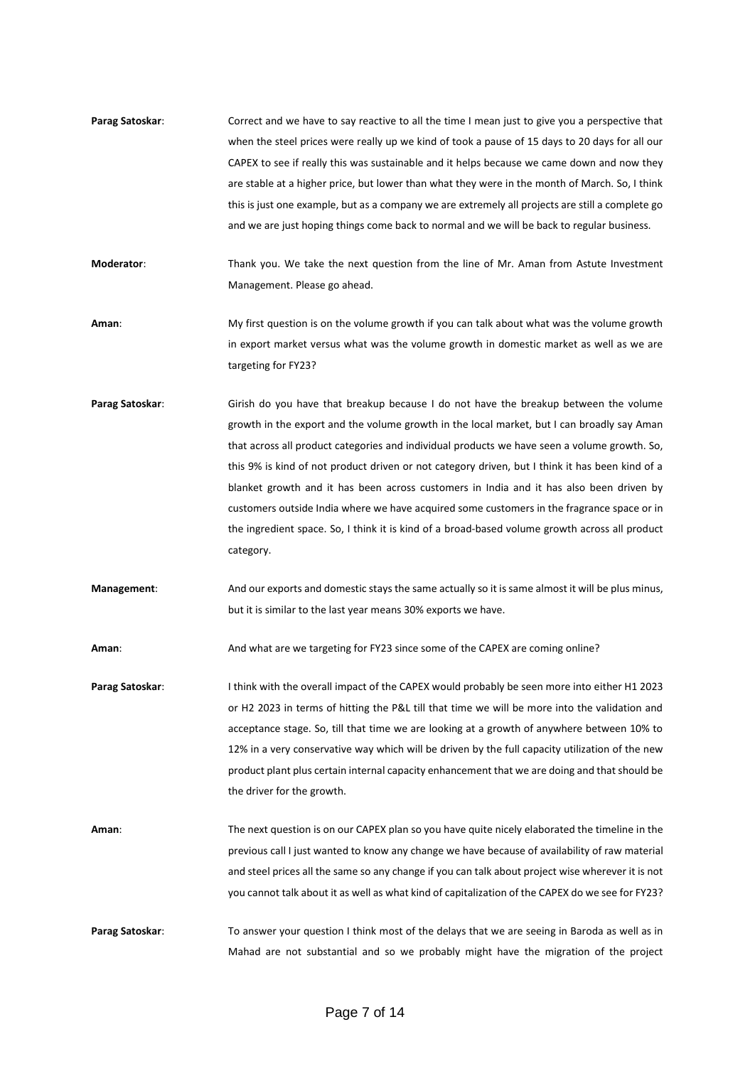**Parag Satoskar**: Correct and we have to say reactive to all the time I mean just to give you a perspective that when the steel prices were really up we kind of took a pause of 15 days to 20 days for all our CAPEX to see if really this was sustainable and it helps because we came down and now they are stable at a higher price, but lower than what they were in the month of March. So, I think this is just one example, but as a company we are extremely all projects are still a complete go and we are just hoping things come back to normal and we will be back to regular business.

**Moderator**: Thank you. We take the next question from the line of Mr. Aman from Astute Investment Management. Please go ahead.

**Aman**: My first question is on the volume growth if you can talk about what was the volume growth in export market versus what was the volume growth in domestic market as well as we are targeting for FY23?

**Parag Satoskar**: Girish do you have that breakup because I do not have the breakup between the volume growth in the export and the volume growth in the local market, but I can broadly say Aman that across all product categories and individual products we have seen a volume growth. So, this 9% is kind of not product driven or not category driven, but I think it has been kind of a blanket growth and it has been across customers in India and it has also been driven by customers outside India where we have acquired some customers in the fragrance space or in the ingredient space. So, I think it is kind of a broad-based volume growth across all product category.

**Management**: And our exports and domestic stays the same actually so it is same almost it will be plus minus, but it is similar to the last year means 30% exports we have.

**Aman**: And what are we targeting for FY23 since some of the CAPEX are coming online?

**Parag Satoskar**: I think with the overall impact of the CAPEX would probably be seen more into either H1 2023 or H2 2023 in terms of hitting the P&L till that time we will be more into the validation and acceptance stage. So, till that time we are looking at a growth of anywhere between 10% to 12% in a very conservative way which will be driven by the full capacity utilization of the new product plant plus certain internal capacity enhancement that we are doing and that should be the driver for the growth.

**Aman**: The next question is on our CAPEX plan so you have quite nicely elaborated the timeline in the previous call I just wanted to know any change we have because of availability of raw material and steel prices all the same so any change if you can talk about project wise wherever it is not you cannot talk about it as well as what kind of capitalization of the CAPEX do we see for FY23?

**Parag Satoskar**: To answer your question I think most of the delays that we are seeing in Baroda as well as in Mahad are not substantial and so we probably might have the migration of the project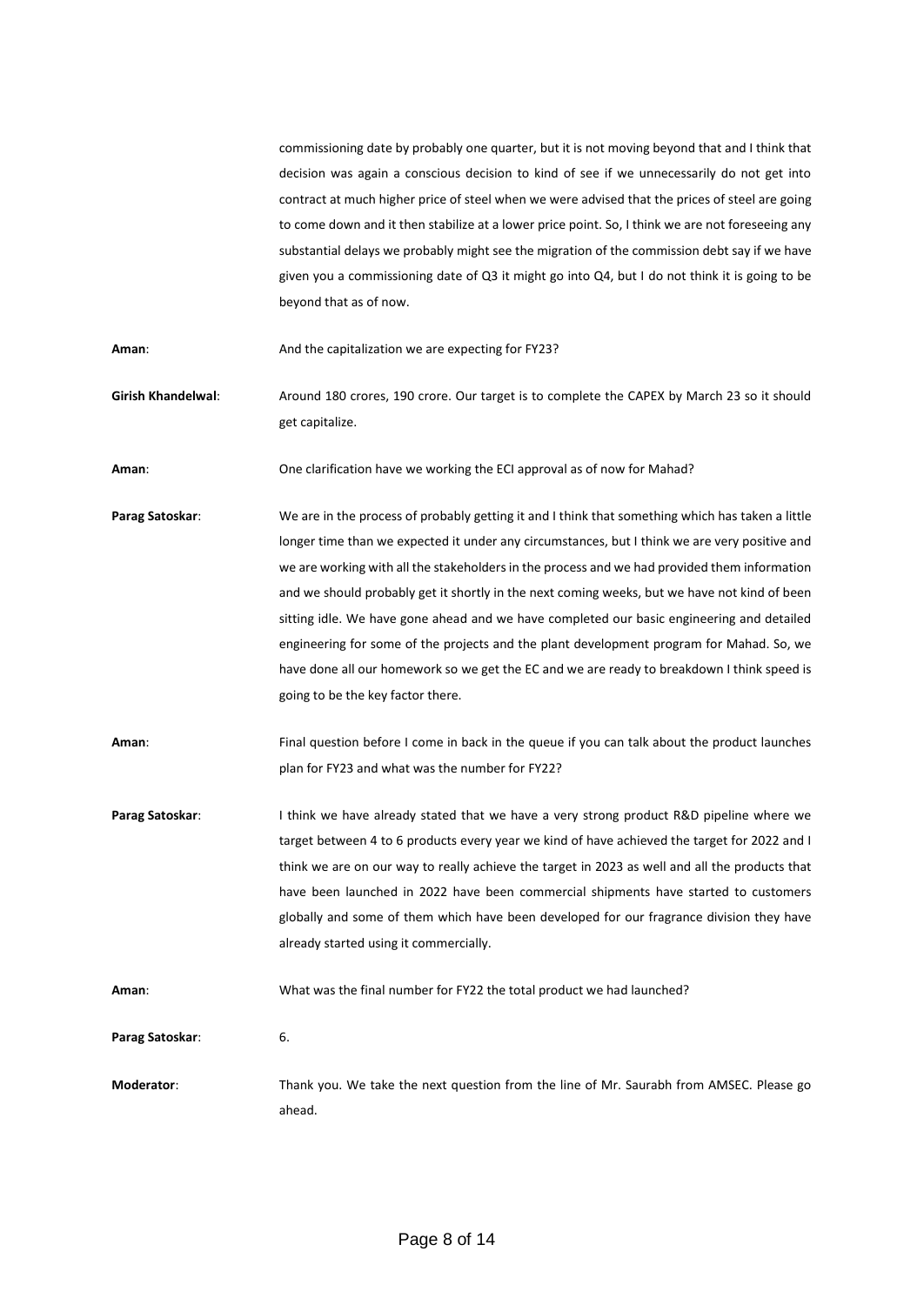commissioning date by probably one quarter, but it is not moving beyond that and I think that decision was again a conscious decision to kind of see if we unnecessarily do not get into contract at much higher price of steel when we were advised that the prices of steel are going to come down and it then stabilize at a lower price point. So, I think we are not foreseeing any substantial delays we probably might see the migration of the commission debt say if we have given you a commissioning date of Q3 it might go into Q4, but I do not think it is going to be beyond that as of now.

**Aman**: And the capitalization we are expecting for FY23?

**Girish Khandelwal**: Around 180 crores, 190 crore. Our target is to complete the CAPEX by March 23 so it should get capitalize.

**Aman**: One clarification have we working the ECI approval as of now for Mahad?

**Parag Satoskar**: We are in the process of probably getting it and I think that something which has taken a little longer time than we expected it under any circumstances, but I think we are very positive and we are working with all the stakeholders in the process and we had provided them information and we should probably get it shortly in the next coming weeks, but we have not kind of been sitting idle. We have gone ahead and we have completed our basic engineering and detailed engineering for some of the projects and the plant development program for Mahad. So, we have done all our homework so we get the EC and we are ready to breakdown I think speed is going to be the key factor there.

**Aman**: Final question before I come in back in the queue if you can talk about the product launches plan for FY23 and what was the number for FY22?

**Parag Satoskar**: I think we have already stated that we have a very strong product R&D pipeline where we target between 4 to 6 products every year we kind of have achieved the target for 2022 and I think we are on our way to really achieve the target in 2023 as well and all the products that have been launched in 2022 have been commercial shipments have started to customers globally and some of them which have been developed for our fragrance division they have already started using it commercially.

**Aman**: What was the final number for FY22 the total product we had launched?

**Parag Satoskar**: 6.

**Moderator**: Thank you. We take the next question from the line of Mr. Saurabh from AMSEC. Please go ahead.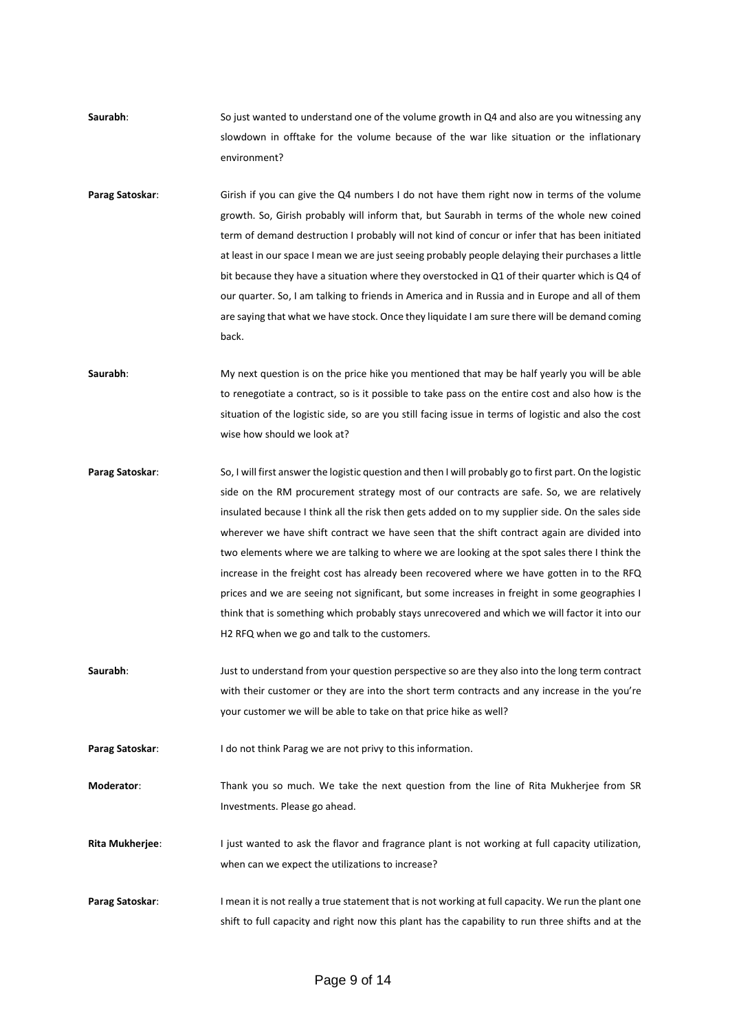**Saurabh**: So just wanted to understand one of the volume growth in Q4 and also are you witnessing any slowdown in offtake for the volume because of the war like situation or the inflationary environment?

**Parag Satoskar**: Girish if you can give the Q4 numbers I do not have them right now in terms of the volume growth. So, Girish probably will inform that, but Saurabh in terms of the whole new coined term of demand destruction I probably will not kind of concur or infer that has been initiated at least in our space I mean we are just seeing probably people delaying their purchases a little bit because they have a situation where they overstocked in Q1 of their quarter which is Q4 of our quarter. So, I am talking to friends in America and in Russia and in Europe and all of them are saying that what we have stock. Once they liquidate I am sure there will be demand coming back.

**Saurabh**: My next question is on the price hike you mentioned that may be half yearly you will be able to renegotiate a contract, so is it possible to take pass on the entire cost and also how is the situation of the logistic side, so are you still facing issue in terms of logistic and also the cost wise how should we look at?

**Parag Satoskar**: So, I will first answer the logistic question and then I will probably go to first part. On the logistic side on the RM procurement strategy most of our contracts are safe. So, we are relatively insulated because I think all the risk then gets added on to my supplier side. On the sales side wherever we have shift contract we have seen that the shift contract again are divided into two elements where we are talking to where we are looking at the spot sales there I think the increase in the freight cost has already been recovered where we have gotten in to the RFQ prices and we are seeing not significant, but some increases in freight in some geographies I think that is something which probably stays unrecovered and which we will factor it into our H2 RFQ when we go and talk to the customers.

**Saurabh**: Just to understand from your question perspective so are they also into the long term contract with their customer or they are into the short term contracts and any increase in the you're your customer we will be able to take on that price hike as well?

**Parag Satoskar**: I do not think Parag we are not privy to this information.

**Moderator**: Thank you so much. We take the next question from the line of Rita Mukherjee from SR Investments. Please go ahead.

**Rita Mukherjee**: I just wanted to ask the flavor and fragrance plant is not working at full capacity utilization, when can we expect the utilizations to increase?

**Parag Satoskar**: I mean it is not really a true statement that is not working at full capacity. We run the plant one shift to full capacity and right now this plant has the capability to run three shifts and at the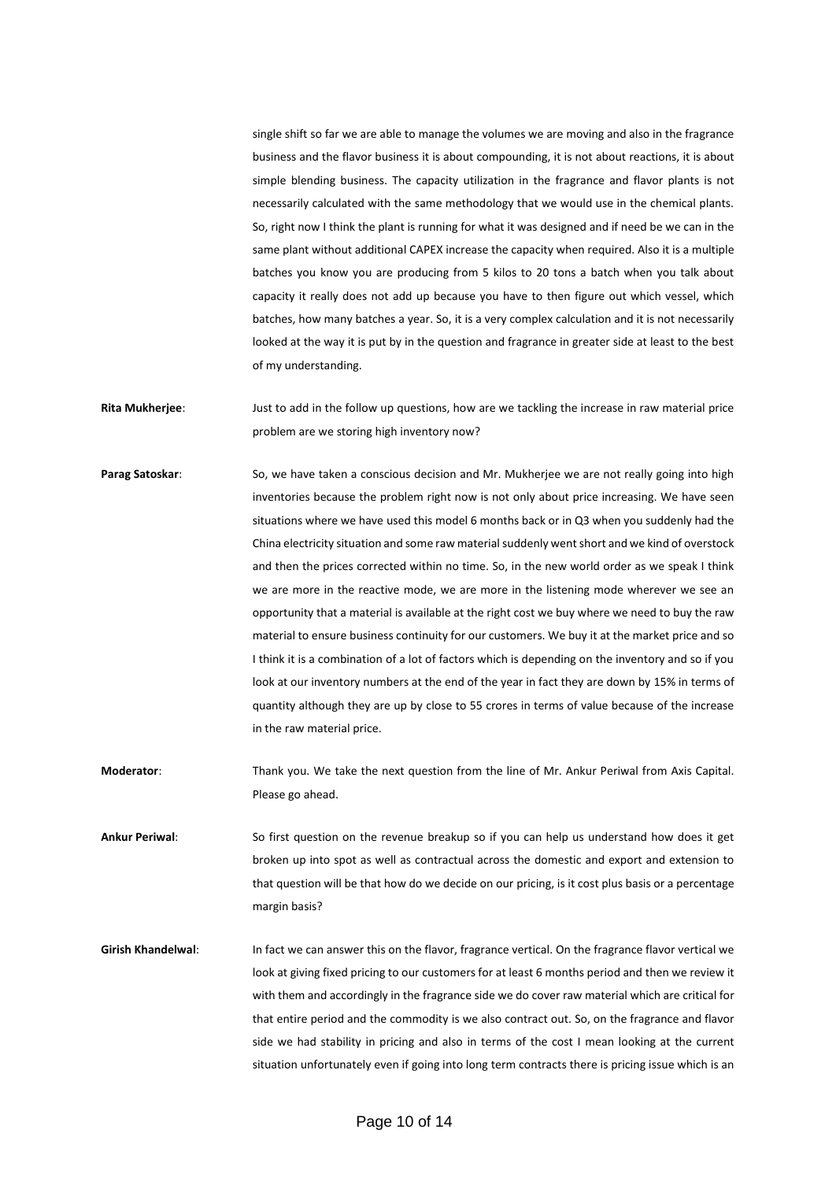single shift so far we are able to manage the volumes we are moving and also in the fragrance business and the flavor business it is about compounding, it is not about reactions, it is about simple blending business. The capacity utilization in the fragrance and flavor plants is not necessarily calculated with the same methodology that we would use in the chemical plants. So, right now I think the plant is running for what it was designed and if need be we can in the same plant without additional CAPEX increase the capacity when required. Also it is a multiple batches you know you are producing from 5 kilos to 20 tons a batch when you talk about capacity it really does not add up because you have to then figure out which vessel, which batches, how many batches a year. So, it is a very complex calculation and it is not necessarily looked at the way it is put by in the question and fragrance in greater side at least to the best of my understanding.

**Rita Mukherjee**: Just to add in the follow up questions, how are we tackling the increase in raw material price problem are we storing high inventory now?

**Parag Satoskar**: So, we have taken a conscious decision and Mr. Mukherjee we are not really going into high inventories because the problem right now is not only about price increasing. We have seen situations where we have used this model 6 months back or in Q3 when you suddenly had the China electricity situation and some raw material suddenly went short and we kind of overstock and then the prices corrected within no time. So, in the new world order as we speak I think we are more in the reactive mode, we are more in the listening mode wherever we see an opportunity that a material is available at the right cost we buy where we need to buy the raw material to ensure business continuity for our customers. We buy it at the market price and so I think it is a combination of a lot of factors which is depending on the inventory and so if you look at our inventory numbers at the end of the year in fact they are down by 15% in terms of quantity although they are up by close to 55 crores in terms of value because of the increase in the raw material price.

**Moderator**: Thank you. We take the next question from the line of Mr. Ankur Periwal from Axis Capital. Please go ahead.

**Ankur Periwal**: So first question on the revenue breakup so if you can help us understand how does it get broken up into spot as well as contractual across the domestic and export and extension to that question will be that how do we decide on our pricing, is it cost plus basis or a percentage margin basis?

**Girish Khandelwal**: In fact we can answer this on the flavor, fragrance vertical. On the fragrance flavor vertical we look at giving fixed pricing to our customers for at least 6 months period and then we review it with them and accordingly in the fragrance side we do cover raw material which are critical for that entire period and the commodity is we also contract out. So, on the fragrance and flavor side we had stability in pricing and also in terms of the cost I mean looking at the current situation unfortunately even if going into long term contracts there is pricing issue which is an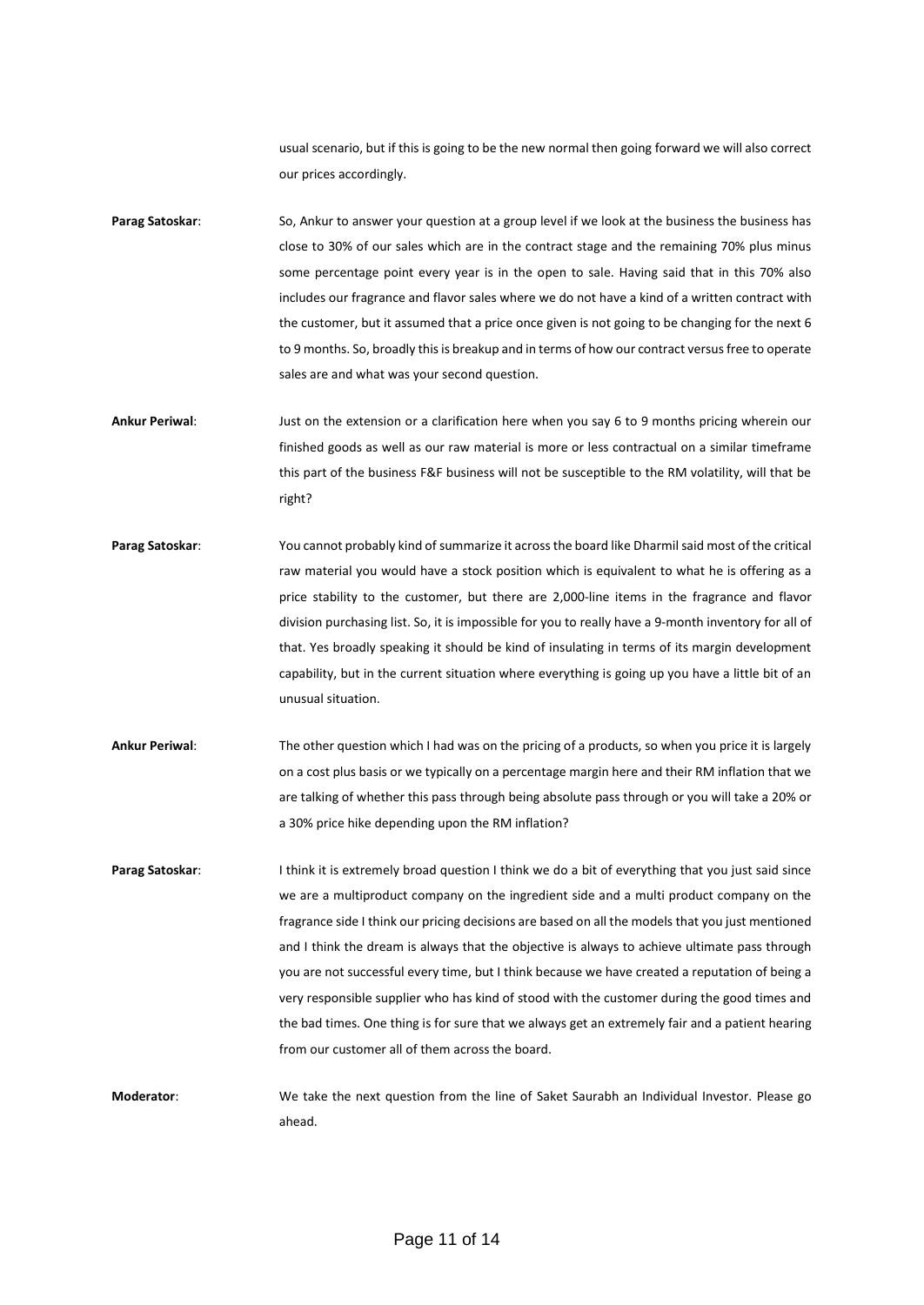usual scenario, but if this is going to be the new normal then going forward we will also correct our prices accordingly.

**Parag Satoskar**: So, Ankur to answer your question at a group level if we look at the business the business has close to 30% of our sales which are in the contract stage and the remaining 70% plus minus some percentage point every year is in the open to sale. Having said that in this 70% also includes our fragrance and flavor sales where we do not have a kind of a written contract with the customer, but it assumed that a price once given is not going to be changing for the next 6 to 9 months. So, broadly this is breakup and in terms of how our contract versus free to operate sales are and what was your second question.

**Ankur Periwal**: Just on the extension or a clarification here when you say 6 to 9 months pricing wherein our finished goods as well as our raw material is more or less contractual on a similar timeframe this part of the business F&F business will not be susceptible to the RM volatility, will that be right?

**Parag Satoskar**: You cannot probably kind of summarize it across the board like Dharmil said most of the critical raw material you would have a stock position which is equivalent to what he is offering as a price stability to the customer, but there are 2,000-line items in the fragrance and flavor division purchasing list. So, it is impossible for you to really have a 9-month inventory for all of that. Yes broadly speaking it should be kind of insulating in terms of its margin development capability, but in the current situation where everything is going up you have a little bit of an unusual situation.

**Ankur Periwal**: The other question which I had was on the pricing of a products, so when you price it is largely on a cost plus basis or we typically on a percentage margin here and their RM inflation that we are talking of whether this pass through being absolute pass through or you will take a 20% or a 30% price hike depending upon the RM inflation?

**Parag Satoskar**: I think it is extremely broad question I think we do a bit of everything that you just said since we are a multiproduct company on the ingredient side and a multi product company on the fragrance side I think our pricing decisions are based on all the models that you just mentioned and I think the dream is always that the objective is always to achieve ultimate pass through you are not successful every time, but I think because we have created a reputation of being a very responsible supplier who has kind of stood with the customer during the good times and the bad times. One thing is for sure that we always get an extremely fair and a patient hearing from our customer all of them across the board.

**Moderator**: We take the next question from the line of Saket Saurabh an Individual Investor. Please go ahead.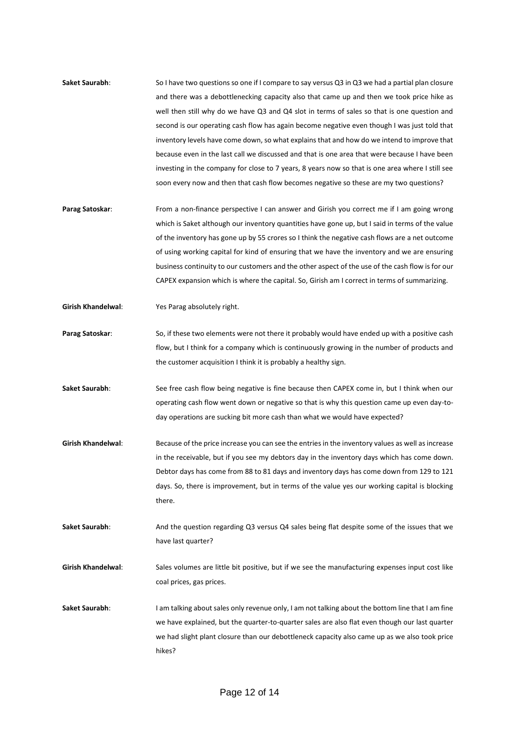**Saket Saurabh**: So I have two questions so one if I compare to say versus Q3 in Q3 we had a partial plan closure and there was a debottlenecking capacity also that came up and then we took price hike as well then still why do we have Q3 and Q4 slot in terms of sales so that is one question and second is our operating cash flow has again become negative even though I was just told that inventory levels have come down, so what explains that and how do we intend to improve that because even in the last call we discussed and that is one area that were because I have been investing in the company for close to 7 years, 8 years now so that is one area where I still see soon every now and then that cash flow becomes negative so these are my two questions?

**Parag Satoskar**: From a non-finance perspective I can answer and Girish you correct me if I am going wrong which is Saket although our inventory quantities have gone up, but I said in terms of the value of the inventory has gone up by 55 crores so I think the negative cash flows are a net outcome of using working capital for kind of ensuring that we have the inventory and we are ensuring business continuity to our customers and the other aspect of the use of the cash flow is for our CAPEX expansion which is where the capital. So, Girish am I correct in terms of summarizing.

**Girish Khandelwal**: Yes Parag absolutely right.

**Parag Satoskar**: So, if these two elements were not there it probably would have ended up with a positive cash flow, but I think for a company which is continuously growing in the number of products and the customer acquisition I think it is probably a healthy sign.

**Saket Saurabh**: See free cash flow being negative is fine because then CAPEX come in, but I think when our operating cash flow went down or negative so that is why this question came up even day-to-day operations are sucking bit more cash than what we would have expected?

**Girish Khandelwal**: Because of the price increase you can see the entries in the inventory values as well as increase in the receivable, but if you see my debtors day in the inventory days which has come down. Debtor days has come from 88 to 81 days and inventory days has come down from 129 to 121 days. So, there is improvement, but in terms of the value yes our working capital is blocking there.

**Saket Saurabh**: And the question regarding Q3 versus Q4 sales being flat despite some of the issues that we have last quarter?

**Girish Khandelwal**: Sales volumes are little bit positive, but if we see the manufacturing expenses input cost like coal prices, gas prices.

**Saket Saurabh**: I am talking about sales only revenue only, I am not talking about the bottom line that I am fine we have explained, but the quarter-to-quarter sales are also flat even though our last quarter we had slight plant closure than our debottleneck capacity also came up as we also took price hikes?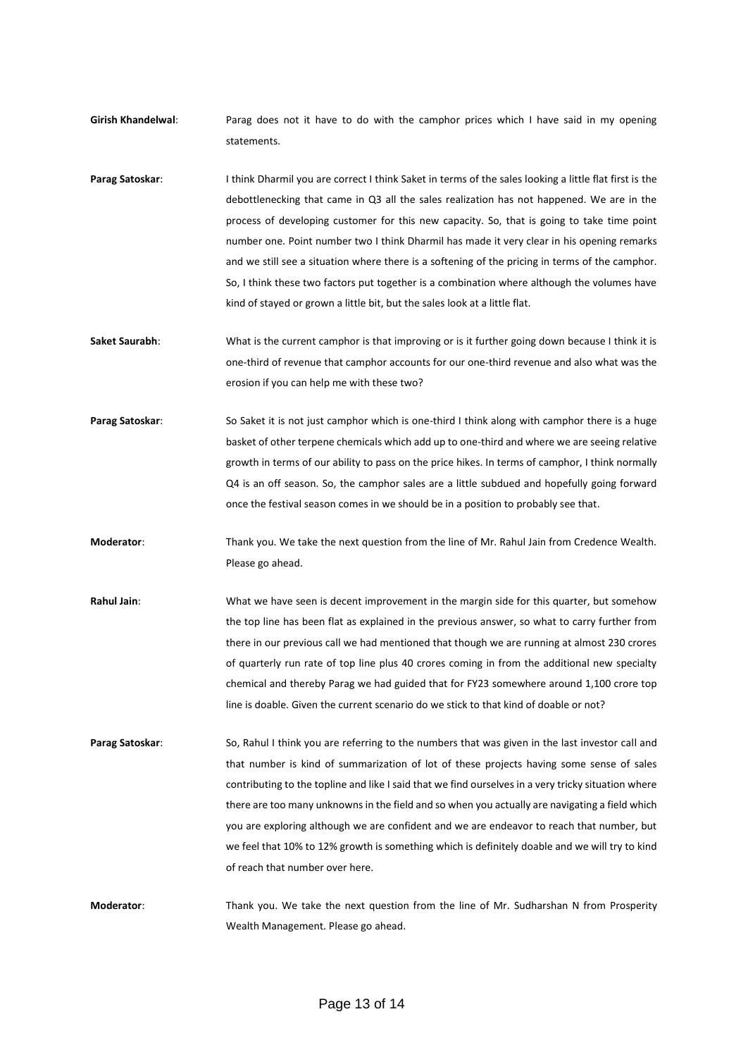**Girish Khandelwal**: Parag does not it have to do with the camphor prices which I have said in my opening statements.

**Parag Satoskar**: I think Dharmil you are correct I think Saket in terms of the sales looking a little flat first is the debottlenecking that came in Q3 all the sales realization has not happened. We are in the process of developing customer for this new capacity. So, that is going to take time point number one. Point number two I think Dharmil has made it very clear in his opening remarks and we still see a situation where there is a softening of the pricing in terms of the camphor. So, I think these two factors put together is a combination where although the volumes have kind of stayed or grown a little bit, but the sales look at a little flat.

**Saket Saurabh**: What is the current camphor is that improving or is it further going down because I think it is one-third of revenue that camphor accounts for our one-third revenue and also what was the erosion if you can help me with these two?

**Parag Satoskar**: So Saket it is not just camphor which is one-third I think along with camphor there is a huge basket of other terpene chemicals which add up to one-third and where we are seeing relative growth in terms of our ability to pass on the price hikes. In terms of camphor, I think normally Q4 is an off season. So, the camphor sales are a little subdued and hopefully going forward once the festival season comes in we should be in a position to probably see that.

**Moderator**: Thank you. We take the next question from the line of Mr. Rahul Jain from Credence Wealth. Please go ahead.

**Rahul Jain**: What we have seen is decent improvement in the margin side for this quarter, but somehow the top line has been flat as explained in the previous answer, so what to carry further from there in our previous call we had mentioned that though we are running at almost 230 crores of quarterly run rate of top line plus 40 crores coming in from the additional new specialty chemical and thereby Parag we had guided that for FY23 somewhere around 1,100 crore top line is doable. Given the current scenario do we stick to that kind of doable or not?

**Parag Satoskar**: So, Rahul I think you are referring to the numbers that was given in the last investor call and that number is kind of summarization of lot of these projects having some sense of sales contributing to the topline and like I said that we find ourselves in a very tricky situation where there are too many unknowns in the field and so when you actually are navigating a field which you are exploring although we are confident and we are endeavor to reach that number, but we feel that 10% to 12% growth is something which is definitely doable and we will try to kind of reach that number over here.

**Moderator**: Thank you. We take the next question from the line of Mr. Sudharshan N from Prosperity Wealth Management. Please go ahead.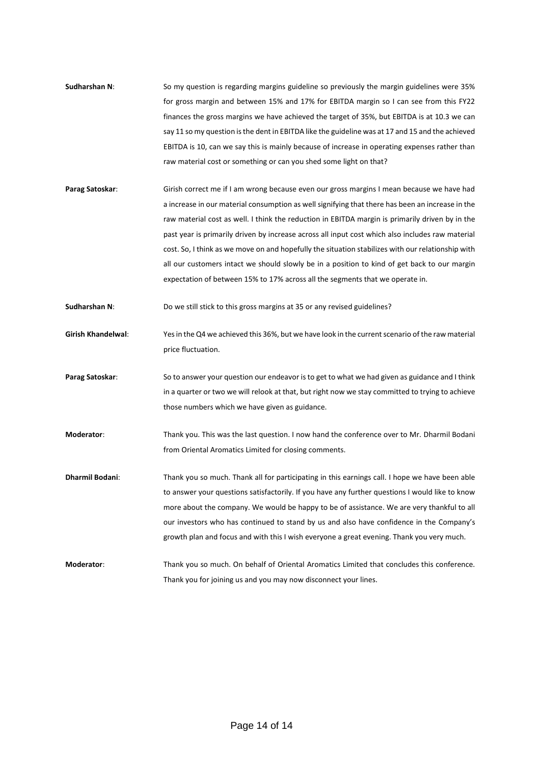**Sudharshan N**: So my question is regarding margins guideline so previously the margin guidelines were 35% for gross margin and between 15% and 17% for EBITDA margin so I can see from this FY22 finances the gross margins we have achieved the target of 35%, but EBITDA is at 10.3 we can say 11 so my question is the dent in EBITDA like the guideline was at 17 and 15 and the achieved EBITDA is 10, can we say this is mainly because of increase in operating expenses rather than raw material cost or something or can you shed some light on that?

**Parag Satoskar**: Girish correct me if I am wrong because even our gross margins I mean because we have had a increase in our material consumption as well signifying that there has been an increase in the raw material cost as well. I think the reduction in EBITDA margin is primarily driven by in the past year is primarily driven by increase across all input cost which also includes raw material cost. So, I think as we move on and hopefully the situation stabilizes with our relationship with all our customers intact we should slowly be in a position to kind of get back to our margin expectation of between 15% to 17% across all the segments that we operate in.

**Sudharshan N**: Do we still stick to this gross margins at 35 or any revised guidelines?

**Girish Khandelwal**: Yes in the Q4 we achieved this 36%, but we have look in the current scenario of the raw material price fluctuation.

**Parag Satoskar**: So to answer your question our endeavor is to get to what we had given as guidance and I think in a quarter or two we will relook at that, but right now we stay committed to trying to achieve those numbers which we have given as guidance.

**Moderator**: Thank you. This was the last question. I now hand the conference over to Mr. Dharmil Bodani from Oriental Aromatics Limited for closing comments.

**Dharmil Bodani**: Thank you so much. Thank all for participating in this earnings call. I hope we have been able to answer your questions satisfactorily. If you have any further questions I would like to know more about the company. We would be happy to be of assistance. We are very thankful to all our investors who has continued to stand by us and also have confidence in the Company's growth plan and focus and with this I wish everyone a great evening. Thank you very much.

**Moderator**: Thank you so much. On behalf of Oriental Aromatics Limited that concludes this conference. Thank you for joining us and you may now disconnect your lines.